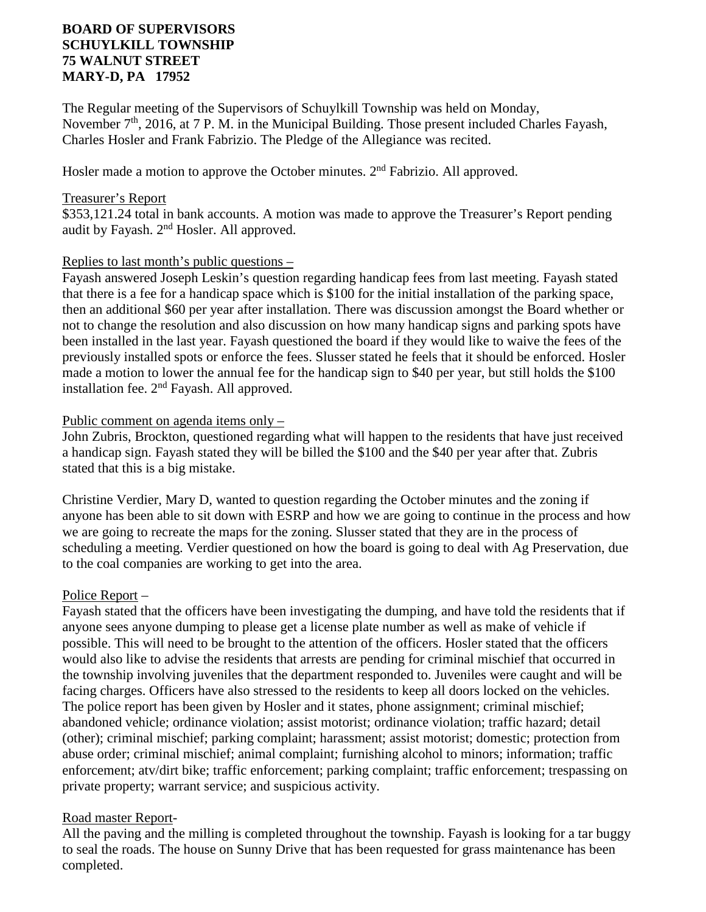**BOARD OF SUPERVISORS**
**SCHUYLKILL TOWNSHIP**
**75 WALNUT STREET**
**MARY-D, PA 17952**

The Regular meeting of the Supervisors of Schuylkill Township was held on Monday, November 7th, 2016, at 7 P. M. in the Municipal Building. Those present included Charles Fayash, Charles Hosler and Frank Fabrizio. The Pledge of the Allegiance was recited.

Hosler made a motion to approve the October minutes. 2nd Fabrizio. All approved.

Treasurer's Report
$353,121.24 total in bank accounts. A motion was made to approve the Treasurer's Report pending audit by Fayash. 2nd Hosler. All approved.

Replies to last month's public questions –
Fayash answered Joseph Leskin's question regarding handicap fees from last meeting. Fayash stated that there is a fee for a handicap space which is $100 for the initial installation of the parking space, then an additional $60 per year after installation. There was discussion amongst the Board whether or not to change the resolution and also discussion on how many handicap signs and parking spots have been installed in the last year. Fayash questioned the board if they would like to waive the fees of the previously installed spots or enforce the fees. Slusser stated he feels that it should be enforced. Hosler made a motion to lower the annual fee for the handicap sign to $40 per year, but still holds the $100 installation fee. 2nd Fayash. All approved.

Public comment on agenda items only –
John Zubris, Brockton, questioned regarding what will happen to the residents that have just received a handicap sign. Fayash stated they will be billed the $100 and the $40 per year after that. Zubris stated that this is a big mistake.

Christine Verdier, Mary D, wanted to question regarding the October minutes and the zoning if anyone has been able to sit down with ESRP and how we are going to continue in the process and how we are going to recreate the maps for the zoning. Slusser stated that they are in the process of scheduling a meeting. Verdier questioned on how the board is going to deal with Ag Preservation, due to the coal companies are working to get into the area.

Police Report –
Fayash stated that the officers have been investigating the dumping, and have told the residents that if anyone sees anyone dumping to please get a license plate number as well as make of vehicle if possible. This will need to be brought to the attention of the officers. Hosler stated that the officers would also like to advise the residents that arrests are pending for criminal mischief that occurred in the township involving juveniles that the department responded to. Juveniles were caught and will be facing charges. Officers have also stressed to the residents to keep all doors locked on the vehicles. The police report has been given by Hosler and it states, phone assignment; criminal mischief; abandoned vehicle; ordinance violation; assist motorist; ordinance violation; traffic hazard; detail (other); criminal mischief; parking complaint; harassment; assist motorist; domestic; protection from abuse order; criminal mischief; animal complaint; furnishing alcohol to minors; information; traffic enforcement; atv/dirt bike; traffic enforcement; parking complaint; traffic enforcement; trespassing on private property; warrant service; and suspicious activity.

Road master Report-
All the paving and the milling is completed throughout the township. Fayash is looking for a tar buggy to seal the roads. The house on Sunny Drive that has been requested for grass maintenance has been completed.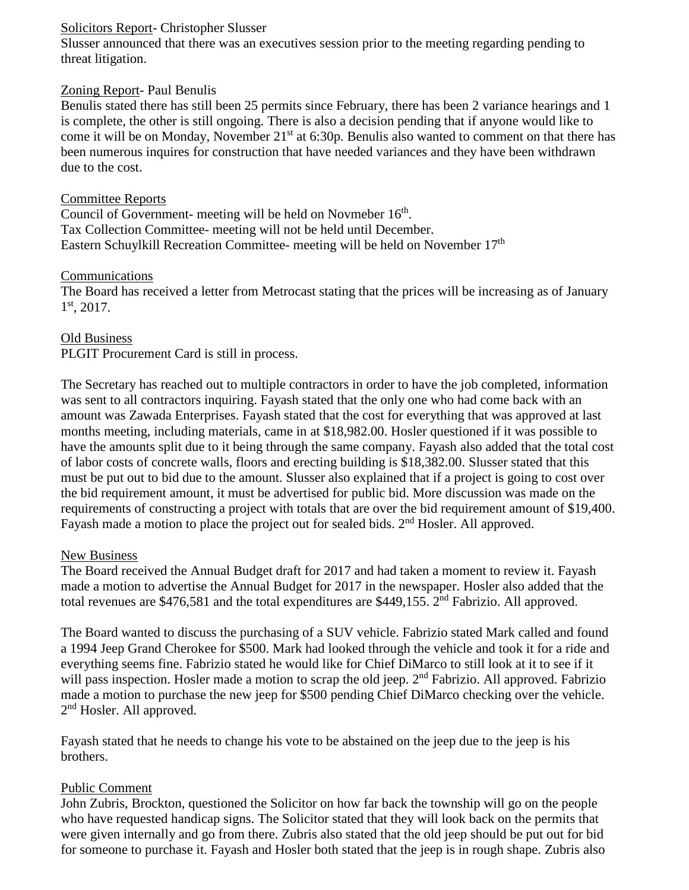Solicitors Report- Christopher Slusser

Slusser announced that there was an executives session prior to the meeting regarding pending to threat litigation.

Zoning Report- Paul Benulis

Benulis stated there has still been 25 permits since February, there has been 2 variance hearings and 1 is complete, the other is still ongoing. There is also a decision pending that if anyone would like to come it will be on Monday, November 21st at 6:30p. Benulis also wanted to comment on that there has been numerous inquires for construction that have needed variances and they have been withdrawn due to the cost.

Committee Reports

Council of Government- meeting will be held on Novmeber 16th.
Tax Collection Committee- meeting will not be held until December.
Eastern Schuylkill Recreation Committee- meeting will be held on November 17th

Communications

The Board has received a letter from Metrocast stating that the prices will be increasing as of January 1st, 2017.

Old Business

PLGIT Procurement Card is still in process.

The Secretary has reached out to multiple contractors in order to have the job completed, information was sent to all contractors inquiring. Fayash stated that the only one who had come back with an amount was Zawada Enterprises. Fayash stated that the cost for everything that was approved at last months meeting, including materials, came in at $18,982.00. Hosler questioned if it was possible to have the amounts split due to it being through the same company. Fayash also added that the total cost of labor costs of concrete walls, floors and erecting building is $18,382.00. Slusser stated that this must be put out to bid due to the amount. Slusser also explained that if a project is going to cost over the bid requirement amount, it must be advertised for public bid. More discussion was made on the requirements of constructing a project with totals that are over the bid requirement amount of $19,400. Fayash made a motion to place the project out for sealed bids. 2nd Hosler. All approved.

New Business

The Board received the Annual Budget draft for 2017 and had taken a moment to review it. Fayash made a motion to advertise the Annual Budget for 2017 in the newspaper. Hosler also added that the total revenues are $476,581 and the total expenditures are $449,155. 2nd Fabrizio. All approved.

The Board wanted to discuss the purchasing of a SUV vehicle. Fabrizio stated Mark called and found a 1994 Jeep Grand Cherokee for $500. Mark had looked through the vehicle and took it for a ride and everything seems fine. Fabrizio stated he would like for Chief DiMarco to still look at it to see if it will pass inspection. Hosler made a motion to scrap the old jeep. 2nd Fabrizio. All approved. Fabrizio made a motion to purchase the new jeep for $500 pending Chief DiMarco checking over the vehicle. 2nd Hosler. All approved.

Fayash stated that he needs to change his vote to be abstained on the jeep due to the jeep is his brothers.

Public Comment

John Zubris, Brockton, questioned the Solicitor on how far back the township will go on the people who have requested handicap signs. The Solicitor stated that they will look back on the permits that were given internally and go from there. Zubris also stated that the old jeep should be put out for bid for someone to purchase it. Fayash and Hosler both stated that the jeep is in rough shape. Zubris also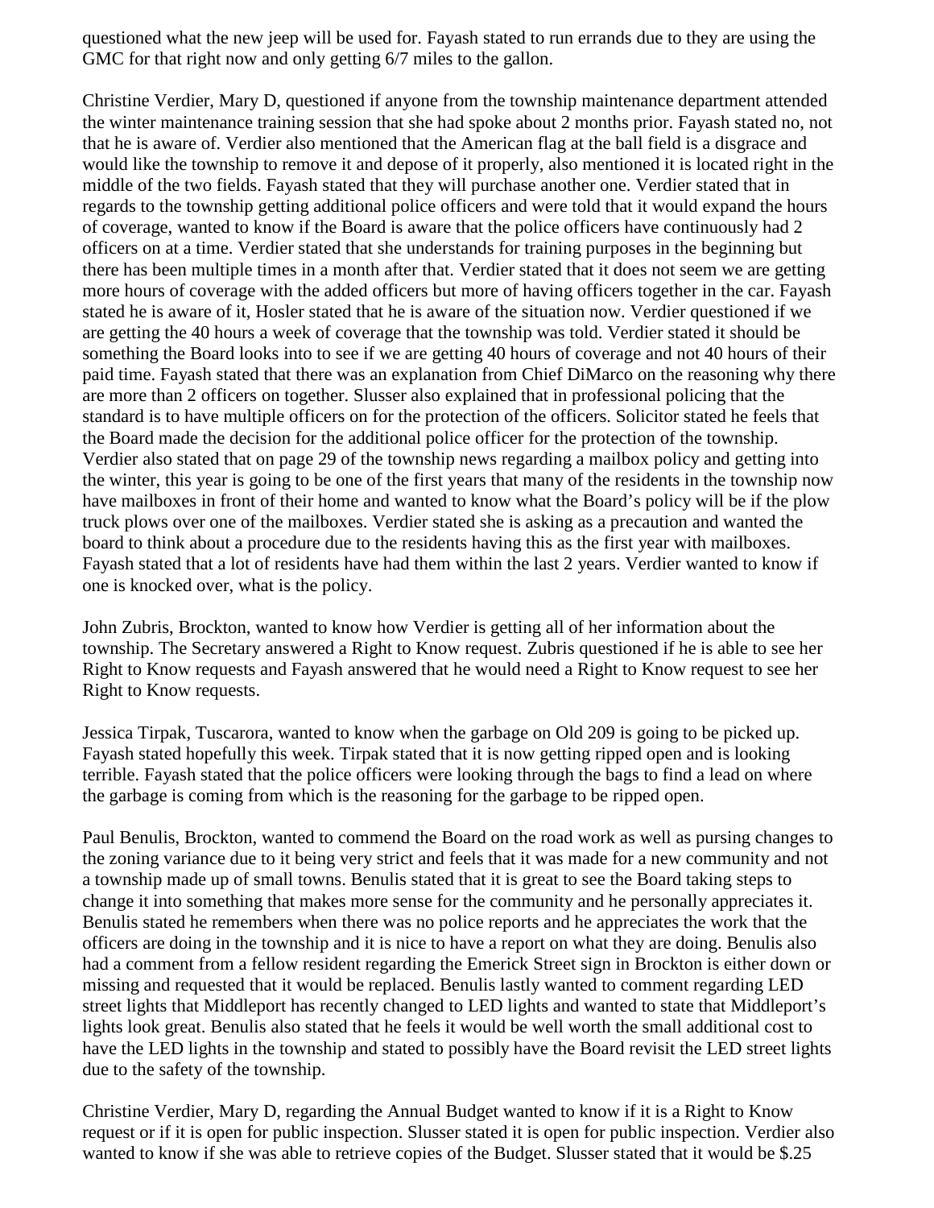questioned what the new jeep will be used for. Fayash stated to run errands due to they are using the GMC for that right now and only getting 6/7 miles to the gallon.

Christine Verdier, Mary D, questioned if anyone from the township maintenance department attended the winter maintenance training session that she had spoke about 2 months prior. Fayash stated no, not that he is aware of. Verdier also mentioned that the American flag at the ball field is a disgrace and would like the township to remove it and depose of it properly, also mentioned it is located right in the middle of the two fields. Fayash stated that they will purchase another one. Verdier stated that in regards to the township getting additional police officers and were told that it would expand the hours of coverage, wanted to know if the Board is aware that the police officers have continuously had 2 officers on at a time. Verdier stated that she understands for training purposes in the beginning but there has been multiple times in a month after that. Verdier stated that it does not seem we are getting more hours of coverage with the added officers but more of having officers together in the car. Fayash stated he is aware of it, Hosler stated that he is aware of the situation now. Verdier questioned if we are getting the 40 hours a week of coverage that the township was told. Verdier stated it should be something the Board looks into to see if we are getting 40 hours of coverage and not 40 hours of their paid time. Fayash stated that there was an explanation from Chief DiMarco on the reasoning why there are more than 2 officers on together. Slusser also explained that in professional policing that the standard is to have multiple officers on for the protection of the officers. Solicitor stated he feels that the Board made the decision for the additional police officer for the protection of the township. Verdier also stated that on page 29 of the township news regarding a mailbox policy and getting into the winter, this year is going to be one of the first years that many of the residents in the township now have mailboxes in front of their home and wanted to know what the Board's policy will be if the plow truck plows over one of the mailboxes. Verdier stated she is asking as a precaution and wanted the board to think about a procedure due to the residents having this as the first year with mailboxes. Fayash stated that a lot of residents have had them within the last 2 years. Verdier wanted to know if one is knocked over, what is the policy.

John Zubris, Brockton, wanted to know how Verdier is getting all of her information about the township. The Secretary answered a Right to Know request. Zubris questioned if he is able to see her Right to Know requests and Fayash answered that he would need a Right to Know request to see her Right to Know requests.

Jessica Tirpak, Tuscarora, wanted to know when the garbage on Old 209 is going to be picked up. Fayash stated hopefully this week. Tirpak stated that it is now getting ripped open and is looking terrible. Fayash stated that the police officers were looking through the bags to find a lead on where the garbage is coming from which is the reasoning for the garbage to be ripped open.

Paul Benulis, Brockton, wanted to commend the Board on the road work as well as pursing changes to the zoning variance due to it being very strict and feels that it was made for a new community and not a township made up of small towns. Benulis stated that it is great to see the Board taking steps to change it into something that makes more sense for the community and he personally appreciates it. Benulis stated he remembers when there was no police reports and he appreciates the work that the officers are doing in the township and it is nice to have a report on what they are doing. Benulis also had a comment from a fellow resident regarding the Emerick Street sign in Brockton is either down or missing and requested that it would be replaced. Benulis lastly wanted to comment regarding LED street lights that Middleport has recently changed to LED lights and wanted to state that Middleport's lights look great. Benulis also stated that he feels it would be well worth the small additional cost to have the LED lights in the township and stated to possibly have the Board revisit the LED street lights due to the safety of the township.

Christine Verdier, Mary D, regarding the Annual Budget wanted to know if it is a Right to Know request or if it is open for public inspection. Slusser stated it is open for public inspection. Verdier also wanted to know if she was able to retrieve copies of the Budget. Slusser stated that it would be $.25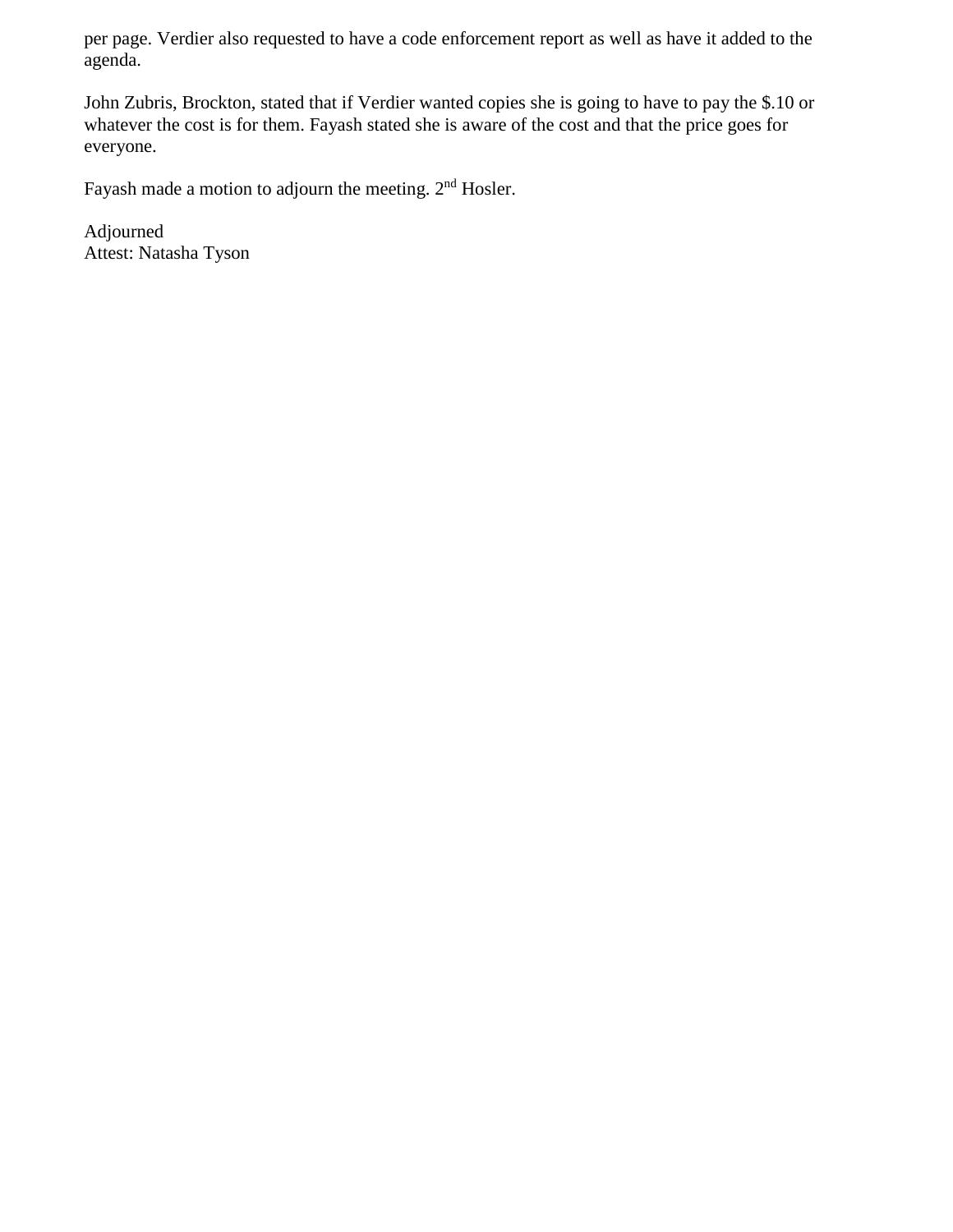per page. Verdier also requested to have a code enforcement report as well as have it added to the agenda.

John Zubris, Brockton, stated that if Verdier wanted copies she is going to have to pay the $.10 or whatever the cost is for them. Fayash stated she is aware of the cost and that the price goes for everyone.

Fayash made a motion to adjourn the meeting. 2nd Hosler.

Adjourned
Attest: Natasha Tyson